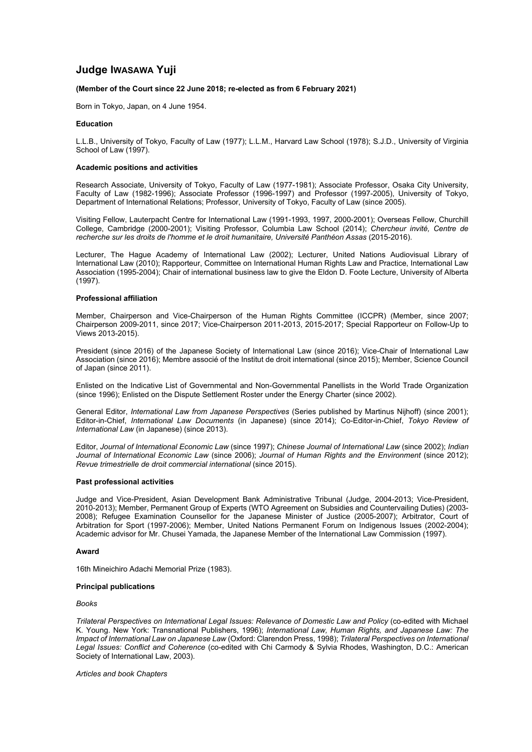# Judge IWASAWA Yuji

**(Member of the Court since 22 June 2018; re-elected as from 6 February 2021)**

Born in Tokyo, Japan, on 4 June 1954.

### Education

L.L.B., University of Tokyo, Faculty of Law (1977); L.L.M., Harvard Law School (1978); S.J.D., University of Virginia School of Law (1997).

### Academic positions and activities

Research Associate, University of Tokyo, Faculty of Law (1977-1981); Associate Professor, Osaka City University, Faculty of Law (1982-1996); Associate Professor (1996-1997) and Professor (1997-2005), University of Tokyo, Department of International Relations; Professor, University of Tokyo, Faculty of Law (since 2005).

Visiting Fellow, Lauterpacht Centre for International Law (1991-1993, 1997, 2000-2001); Overseas Fellow, Churchill College, Cambridge (2000-2001); Visiting Professor, Columbia Law School (2014); *Chercheur invité, Centre de recherche sur les droits de l'homme et le droit humanitaire, Université Panthéon Assas* (2015-2016).

Lecturer, The Hague Academy of International Law (2002); Lecturer, United Nations Audiovisual Library of International Law (2010); Rapporteur, Committee on International Human Rights Law and Practice, International Law Association (1995-2004); Chair of international business law to give the Eldon D. Foote Lecture, University of Alberta (1997).

### Professional affiliation

Member, Chairperson and Vice-Chairperson of the Human Rights Committee (ICCPR) (Member, since 2007; Chairperson 2009-2011, since 2017; Vice-Chairperson 2011-2013, 2015-2017; Special Rapporteur on Follow-Up to Views 2013-2015).

President (since 2016) of the Japanese Society of International Law (since 2016); Vice-Chair of International Law Association (since 2016); Membre associé of the Institut de droit international (since 2015); Member, Science Council of Japan (since 2011).

Enlisted on the Indicative List of Governmental and Non-Governmental Panellists in the World Trade Organization (since 1996); Enlisted on the Dispute Settlement Roster under the Energy Charter (since 2002).

General Editor, *International Law from Japanese Perspectives* (Series published by Martinus Nijhoff) (since 2001); Editor-in-Chief, *International Law Documents* (in Japanese) (since 2014); Co-Editor-in-Chief, *Tokyo Review of International Law* (in Japanese) (since 2013).

Editor, *Journal of International Economic Law* (since 1997); *Chinese Journal of International Law* (since 2002); *Indian Journal of International Economic Law* (since 2006); *Journal of Human Rights and the Environment* (since 2012); *Revue trimestrielle de droit commercial international* (since 2015).

### Past professional activities

Judge and Vice-President, Asian Development Bank Administrative Tribunal (Judge, 2004-2013; Vice-President, 2010-2013); Member, Permanent Group of Experts (WTO Agreement on Subsidies and Countervailing Duties) (2003-2008); Refugee Examination Counsellor for the Japanese Minister of Justice (2005-2007); Arbitrator, Court of Arbitration for Sport (1997-2006); Member, United Nations Permanent Forum on Indigenous Issues (2002-2004); Academic advisor for Mr. Chusei Yamada, the Japanese Member of the International Law Commission (1997).

### Award

16th Mineichiro Adachi Memorial Prize (1983).

### Principal publications

*Books*

*Trilateral Perspectives on International Legal Issues: Relevance of Domestic Law and Policy* (co-edited with Michael K. Young. New York: Transnational Publishers, 1996); *International Law, Human Rights, and Japanese Law: The Impact of International Law on Japanese Law* (Oxford: Clarendon Press, 1998); *Trilateral Perspectives on International Legal Issues: Conflict and Coherence* (co-edited with Chi Carmody & Sylvia Rhodes, Washington, D.C.: American Society of International Law, 2003).

*Articles and book Chapters*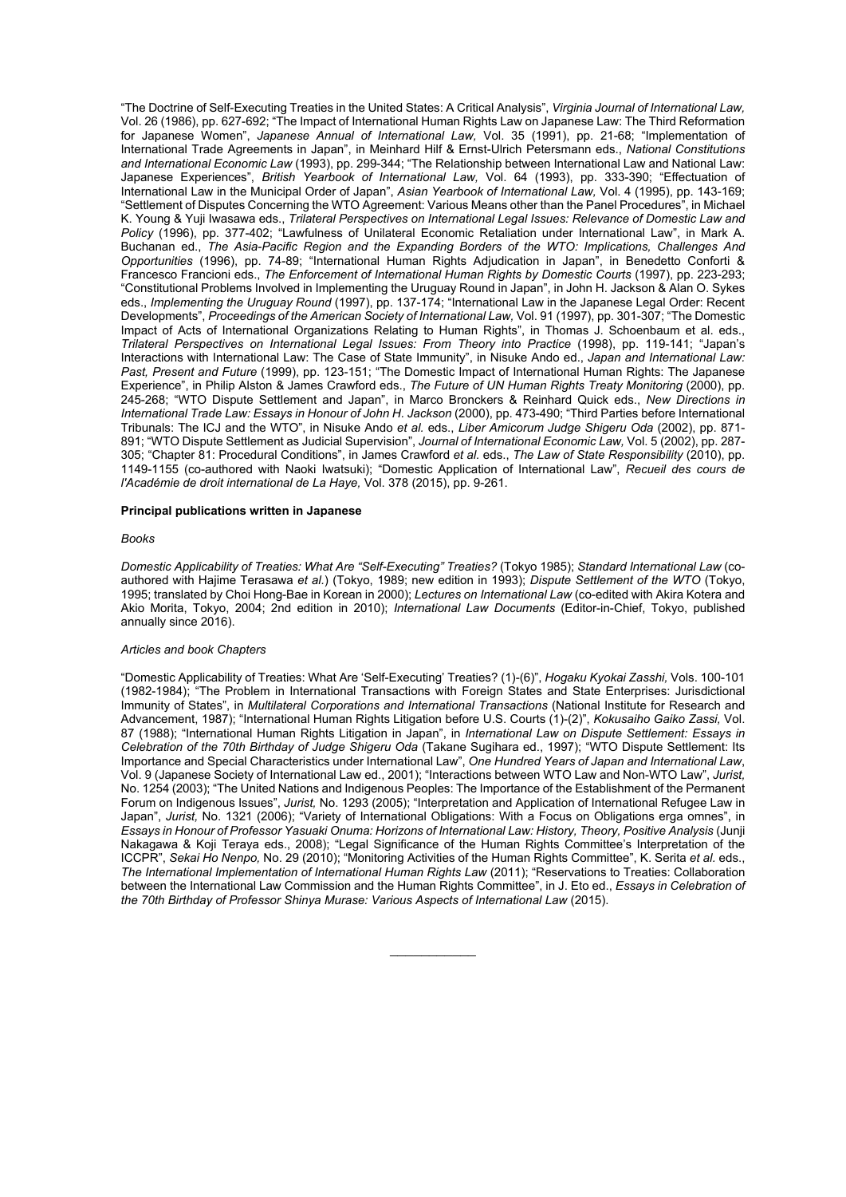"The Doctrine of Self-Executing Treaties in the United States: A Critical Analysis", *Virginia Journal of International Law,* Vol. 26 (1986), pp. 627-692; "The Impact of International Human Rights Law on Japanese Law: The Third Reformation for Japanese Women", *Japanese Annual of International Law,* Vol. 35 (1991), pp. 21-68; "Implementation of International Trade Agreements in Japan", in Meinhard Hilf & Ernst-Ulrich Petersmann eds., *National Constitutions and International Economic Law* (1993), pp. 299-344; "The Relationship between International Law and National Law: Japanese Experiences", *British Yearbook of International Law,* Vol. 64 (1993), pp. 333-390; "Effectuation of International Law in the Municipal Order of Japan", *Asian Yearbook of International Law,* Vol. 4 (1995), pp. 143-169; "Settlement of Disputes Concerning the WTO Agreement: Various Means other than the Panel Procedures", in Michael K. Young & Yuji Iwasawa eds., *Trilateral Perspectives on International Legal Issues: Relevance of Domestic Law and Policy* (1996), pp. 377-402; "Lawfulness of Unilateral Economic Retaliation under International Law", in Mark A. Buchanan ed., *The Asia-Pacific Region and the Expanding Borders of the WTO: Implications, Challenges And Opportunities* (1996), pp. 74-89; "International Human Rights Adjudication in Japan", in Benedetto Conforti & Francesco Francioni eds., *The Enforcement of International Human Rights by Domestic Courts* (1997), pp. 223-293; "Constitutional Problems Involved in Implementing the Uruguay Round in Japan", in John H. Jackson & Alan O. Sykes eds., *Implementing the Uruguay Round* (1997), pp. 137-174; "International Law in the Japanese Legal Order: Recent Developments", *Proceedings of the American Society of International Law,* Vol. 91 (1997), pp. 301-307; "The Domestic Impact of Acts of International Organizations Relating to Human Rights", in Thomas J. Schoenbaum et al. eds., *Trilateral Perspectives on International Legal Issues: From Theory into Practice* (1998), pp. 119-141; "Japan's Interactions with International Law: The Case of State Immunity", in Nisuke Ando ed., *Japan and International Law: Past, Present and Future* (1999), pp. 123-151; "The Domestic Impact of International Human Rights: The Japanese Experience", in Philip Alston & James Crawford eds., *The Future of UN Human Rights Treaty Monitoring* (2000), pp. 245-268; "WTO Dispute Settlement and Japan", in Marco Bronckers & Reinhard Quick eds., *New Directions in International Trade Law: Essays in Honour of John H. Jackson* (2000), pp. 473-490; "Third Parties before International Tribunals: The ICJ and the WTO", in Nisuke Ando *et al.* eds., *Liber Amicorum Judge Shigeru Oda* (2002), pp. 871-891; "WTO Dispute Settlement as Judicial Supervision", *Journal of International Economic Law,* Vol. 5 (2002), pp. 287-305; "Chapter 81: Procedural Conditions", in James Crawford *et al.* eds., *The Law of State Responsibility* (2010), pp. 1149-1155 (co-authored with Naoki Iwatsuki); "Domestic Application of International Law", *Recueil des cours de l'Académie de droit international de La Haye,* Vol. 378 (2015), pp. 9-261.

**Principal publications written in Japanese**

*Books*

*Domestic Applicability of Treaties: What Are "Self-Executing" Treaties?* (Tokyo 1985); *Standard International Law* (co-authored with Hajime Terasawa *et al.*) (Tokyo, 1989; new edition in 1993); *Dispute Settlement of the WTO* (Tokyo, 1995; translated by Choi Hong-Bae in Korean in 2000); *Lectures on International Law* (co-edited with Akira Kotera and Akio Morita, Tokyo, 2004; 2nd edition in 2010); *International Law Documents* (Editor-in-Chief, Tokyo, published annually since 2016).

*Articles and book Chapters*

"Domestic Applicability of Treaties: What Are 'Self-Executing' Treaties? (1)-(6)", *Hogaku Kyokai Zasshi,* Vols. 100-101 (1982-1984); "The Problem in International Transactions with Foreign States and State Enterprises: Jurisdictional Immunity of States", in *Multilateral Corporations and International Transactions* (National Institute for Research and Advancement, 1987); "International Human Rights Litigation before U.S. Courts (1)-(2)", *Kokusaiho Gaiko Zassi,* Vol. 87 (1988); "International Human Rights Litigation in Japan", in *International Law on Dispute Settlement: Essays in Celebration of the 70th Birthday of Judge Shigeru Oda* (Takane Sugihara ed., 1997); "WTO Dispute Settlement: Its Importance and Special Characteristics under International Law", *One Hundred Years of Japan and International Law*, Vol. 9 (Japanese Society of International Law ed., 2001); "Interactions between WTO Law and Non-WTO Law", *Jurist,* No. 1254 (2003); "The United Nations and Indigenous Peoples: The Importance of the Establishment of the Permanent Forum on Indigenous Issues", *Jurist,* No. 1293 (2005); "Interpretation and Application of International Refugee Law in Japan", *Jurist,* No. 1321 (2006); "Variety of International Obligations: With a Focus on Obligations erga omnes", in *Essays in Honour of Professor Yasuaki Onuma: Horizons of International Law: History, Theory, Positive Analysis* (Junji Nakagawa & Koji Teraya eds., 2008); "Legal Significance of the Human Rights Committee's Interpretation of the ICCPR", *Sekai Ho Nenpo,* No. 29 (2010); "Monitoring Activities of the Human Rights Committee", K. Serita *et al.* eds., *The International Implementation of International Human Rights Law* (2011); "Reservations to Treaties: Collaboration between the International Law Commission and the Human Rights Committee", in J. Eto ed., *Essays in Celebration of the 70th Birthday of Professor Shinya Murase: Various Aspects of International Law* (2015).

---